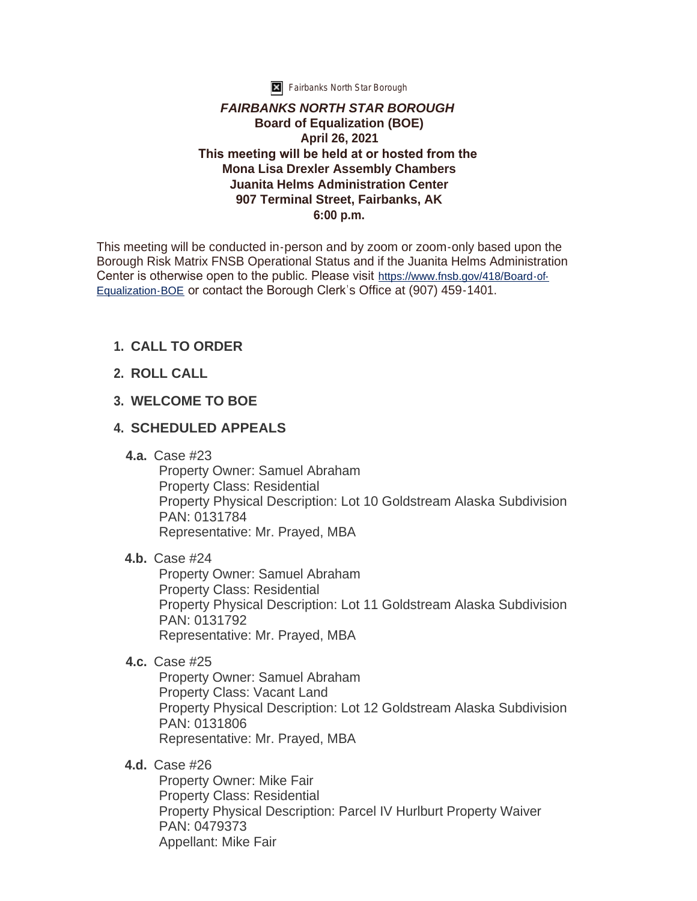Fairbanks North Star Borough

***FAIRBANKS NORTH STAR BOROUGH***
**Board of Equalization (BOE)**
**April 26, 2021**
**This meeting will be held at or hosted from the**
**Mona Lisa Drexler Assembly Chambers**
**Juanita Helms Administration Center**
**907 Terminal Street, Fairbanks, AK**
**6:00 p.m.**

This meeting will be conducted in-person and by zoom or zoom-only based upon the Borough Risk Matrix FNSB Operational Status and if the Juanita Helms Administration Center is otherwise open to the public. Please visit https://www.fnsb.gov/418/Board-of-Equalization-BOE or contact the Borough Clerk's Office at (907) 459-1401.

1. **CALL TO ORDER**
2. **ROLL CALL**
3. **WELCOME TO BOE**
4. **SCHEDULED APPEALS**

**4.a.** Case #23
Property Owner: Samuel Abraham
Property Class: Residential
Property Physical Description: Lot 10 Goldstream Alaska Subdivision
PAN: 0131784
Representative: Mr. Prayed, MBA

**4.b.** Case #24
Property Owner: Samuel Abraham
Property Class: Residential
Property Physical Description: Lot 11 Goldstream Alaska Subdivision
PAN: 0131792
Representative: Mr. Prayed, MBA

**4.c.** Case #25
Property Owner: Samuel Abraham
Property Class: Vacant Land
Property Physical Description: Lot 12 Goldstream Alaska Subdivision
PAN: 0131806
Representative: Mr. Prayed, MBA

**4.d.** Case #26
Property Owner: Mike Fair
Property Class: Residential
Property Physical Description: Parcel IV Hurlburt Property Waiver
PAN: 0479373
Appellant: Mike Fair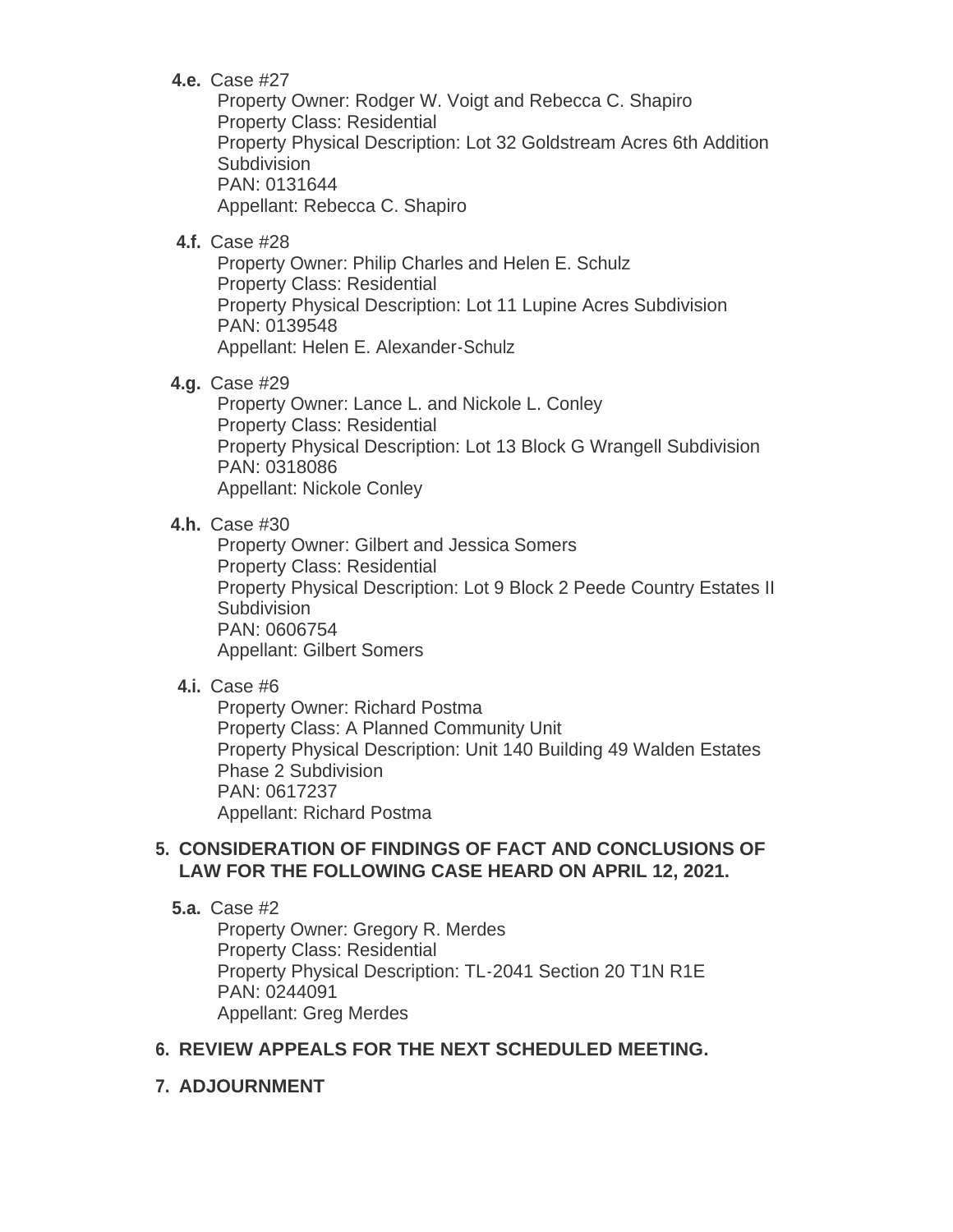**4.e.** Case #27

Property Owner: Rodger W. Voigt and Rebecca C. Shapiro
Property Class: Residential
Property Physical Description: Lot 32 Goldstream Acres 6th Addition Subdivision
PAN: 0131644
Appellant: Rebecca C. Shapiro

**4.f.** Case #28

Property Owner: Philip Charles and Helen E. Schulz
Property Class: Residential
Property Physical Description: Lot 11 Lupine Acres Subdivision
PAN: 0139548
Appellant: Helen E. Alexander-Schulz

**4.g.** Case #29

Property Owner: Lance L. and Nickole L. Conley
Property Class: Residential
Property Physical Description: Lot 13 Block G Wrangell Subdivision
PAN: 0318086
Appellant: Nickole Conley

**4.h.** Case #30

Property Owner: Gilbert and Jessica Somers
Property Class: Residential
Property Physical Description: Lot 9 Block 2 Peede Country Estates II Subdivision
PAN: 0606754
Appellant: Gilbert Somers

**4.i.** Case #6

Property Owner: Richard Postma
Property Class: A Planned Community Unit
Property Physical Description: Unit 140 Building 49 Walden Estates Phase 2 Subdivision
PAN: 0617237
Appellant: Richard Postma

## 5. CONSIDERATION OF FINDINGS OF FACT AND CONCLUSIONS OF LAW FOR THE FOLLOWING CASE HEARD ON APRIL 12, 2021.

**5.a.** Case #2

Property Owner: Gregory R. Merdes
Property Class: Residential
Property Physical Description: TL-2041 Section 20 T1N R1E
PAN: 0244091
Appellant: Greg Merdes

## 6. REVIEW APPEALS FOR THE NEXT SCHEDULED MEETING.

## 7. ADJOURNMENT